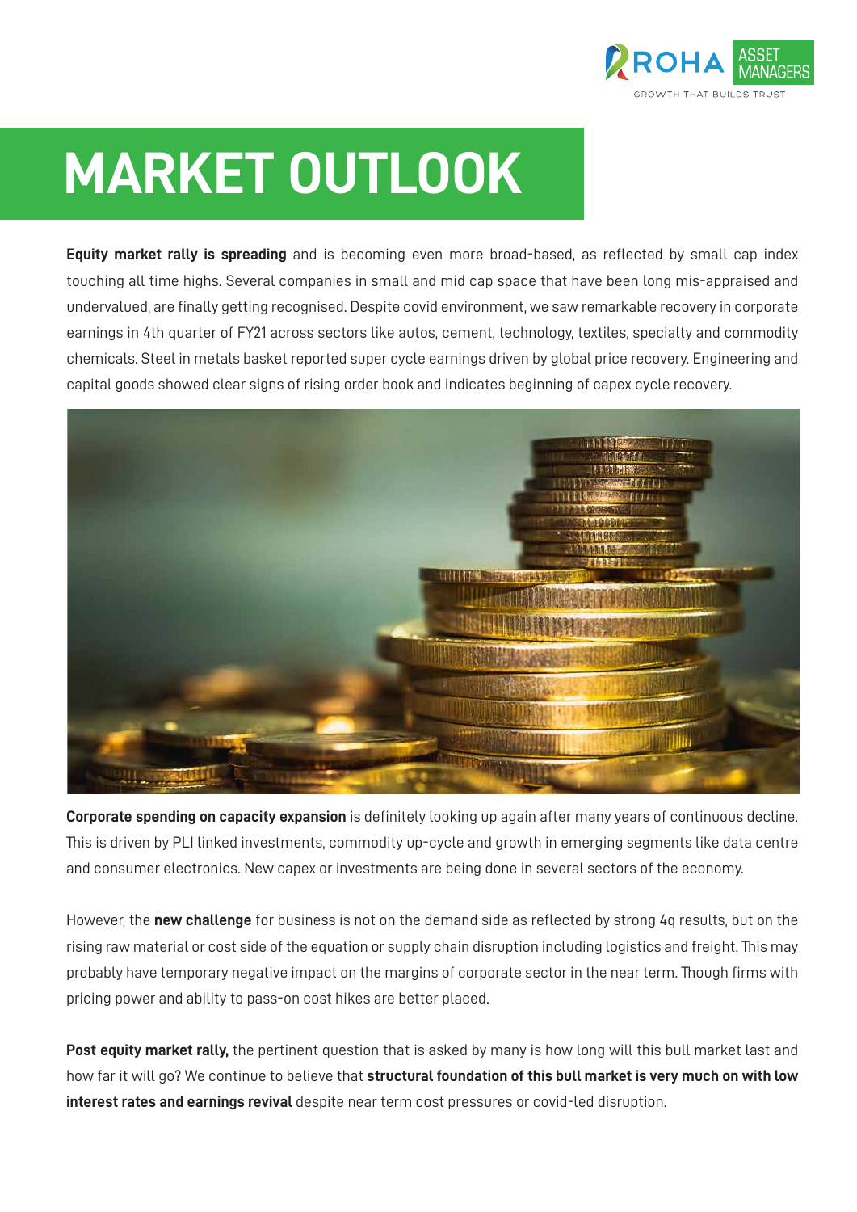ROHA ASSET MANAGERS
GROWTH THAT BUILDS TRUST

# MARKET OUTLOOK

**Equity market rally is spreading** and is becoming even more broad-based, as reflected by small cap index touching all time highs. Several companies in small and mid cap space that have been long mis-appraised and undervalued, are finally getting recognised. Despite covid environment, we saw remarkable recovery in corporate earnings in 4th quarter of FY21 across sectors like autos, cement, technology, textiles, specialty and commodity chemicals. Steel in metals basket reported super cycle earnings driven by global price recovery. Engineering and capital goods showed clear signs of rising order book and indicates beginning of capex cycle recovery.

**Corporate spending on capacity expansion** is definitely looking up again after many years of continuous decline. This is driven by PLI linked investments, commodity up-cycle and growth in emerging segments like data centre and consumer electronics. New capex or investments are being done in several sectors of the economy.

However, the **new challenge** for business is not on the demand side as reflected by strong 4q results, but on the rising raw material or cost side of the equation or supply chain disruption including logistics and freight. This may probably have temporary negative impact on the margins of corporate sector in the near term. Though firms with pricing power and ability to pass-on cost hikes are better placed.

**Post equity market rally,** the pertinent question that is asked by many is how long will this bull market last and how far it will go? We continue to believe that **structural foundation of this bull market is very much on with low interest rates and earnings revival** despite near term cost pressures or covid-led disruption.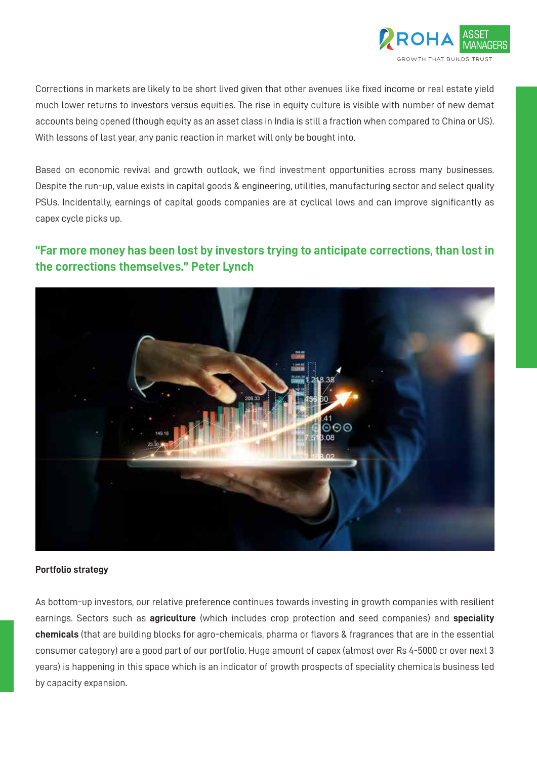Corrections in markets are likely to be short lived given that other avenues like fixed income or real estate yield much lower returns to investors versus equities. The rise in equity culture is visible with number of new demat accounts being opened (though equity as an asset class in India is still a fraction when compared to China or US). With lessons of last year, any panic reaction in market will only be bought into.

Based on economic revival and growth outlook, we find investment opportunities across many businesses. Despite the run-up, value exists in capital goods & engineering, utilities, manufacturing sector and select quality PSUs. Incidentally, earnings of capital goods companies are at cyclical lows and can improve significantly as capex cycle picks up.

### "Far more money has been lost by investors trying to anticipate corrections, than lost in the corrections themselves." Peter Lynch

**Portfolio strategy**

As bottom-up investors, our relative preference continues towards investing in growth companies with resilient earnings. Sectors such as **agriculture** (which includes crop protection and seed companies) and **speciality chemicals** (that are building blocks for agro-chemicals, pharma or flavors & fragrances that are in the essential consumer category) are a good part of our portfolio. Huge amount of capex (almost over Rs 4-5000 cr over next 3 years) is happening in this space which is an indicator of growth prospects of speciality chemicals business led by capacity expansion.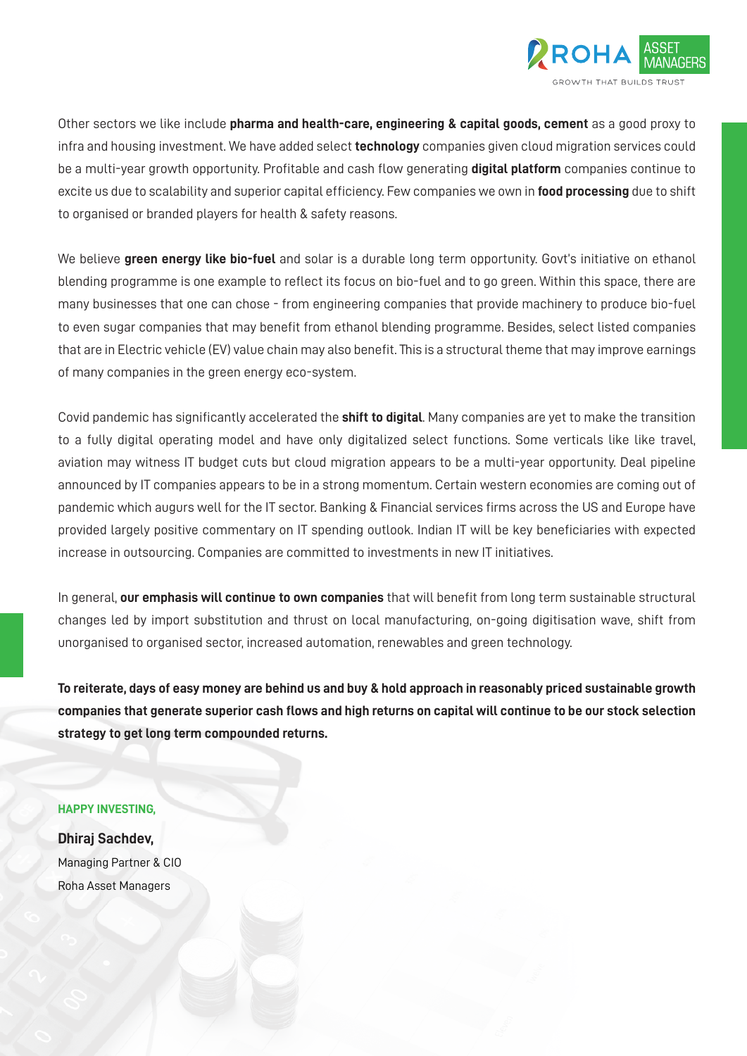Other sectors we like include **pharma and health-care, engineering & capital goods, cement** as a good proxy to infra and housing investment. We have added select **technology** companies given cloud migration services could be a multi-year growth opportunity. Profitable and cash flow generating **digital platform** companies continue to excite us due to scalability and superior capital efficiency. Few companies we own in **food processing** due to shift to organised or branded players for health & safety reasons.

We believe **green energy like bio-fuel** and solar is a durable long term opportunity. Govt's initiative on ethanol blending programme is one example to reflect its focus on bio-fuel and to go green. Within this space, there are many businesses that one can chose - from engineering companies that provide machinery to produce bio-fuel to even sugar companies that may benefit from ethanol blending programme. Besides, select listed companies that are in Electric vehicle (EV) value chain may also benefit. This is a structural theme that may improve earnings of many companies in the green energy eco-system.

Covid pandemic has significantly accelerated the **shift to digital**. Many companies are yet to make the transition to a fully digital operating model and have only digitalized select functions. Some verticals like like travel, aviation may witness IT budget cuts but cloud migration appears to be a multi-year opportunity. Deal pipeline announced by IT companies appears to be in a strong momentum. Certain western economies are coming out of pandemic which augurs well for the IT sector. Banking & Financial services firms across the US and Europe have provided largely positive commentary on IT spending outlook. Indian IT will be key beneficiaries with expected increase in outsourcing. Companies are committed to investments in new IT initiatives.

In general, **our emphasis will continue to own companies** that will benefit from long term sustainable structural changes led by import substitution and thrust on local manufacturing, on-going digitisation wave, shift from unorganised to organised sector, increased automation, renewables and green technology.

**To reiterate, days of easy money are behind us and buy & hold approach in reasonably priced sustainable growth companies that generate superior cash flows and high returns on capital will continue to be our stock selection strategy to get long term compounded returns.**

**HAPPY INVESTING,**

**Dhiraj Sachdev,**
Managing Partner & CIO
Roha Asset Managers